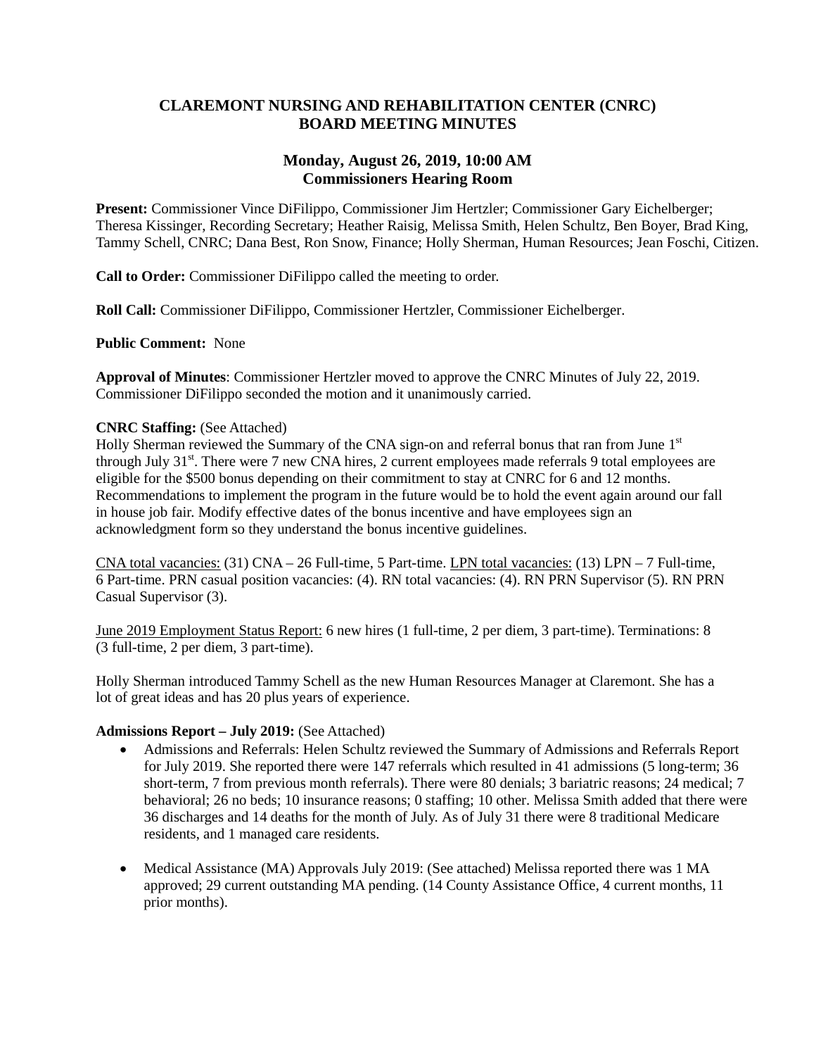# CLAREMONT NURSING AND REHABILITATION CENTER (CNRC)
# BOARD MEETING MINUTES

## Monday, August 26, 2019, 10:00 AM
## Commissioners Hearing Room

**Present:** Commissioner Vince DiFilippo, Commissioner Jim Hertzler; Commissioner Gary Eichelberger; Theresa Kissinger, Recording Secretary; Heather Raisig, Melissa Smith, Helen Schultz, Ben Boyer, Brad King, Tammy Schell, CNRC; Dana Best, Ron Snow, Finance; Holly Sherman, Human Resources; Jean Foschi, Citizen.

**Call to Order:** Commissioner DiFilippo called the meeting to order.

**Roll Call:** Commissioner DiFilippo, Commissioner Hertzler, Commissioner Eichelberger.

**Public Comment:** None

**Approval of Minutes**: Commissioner Hertzler moved to approve the CNRC Minutes of July 22, 2019. Commissioner DiFilippo seconded the motion and it unanimously carried.

**CNRC Staffing:** (See Attached)
Holly Sherman reviewed the Summary of the CNA sign-on and referral bonus that ran from June 1st through July 31st. There were 7 new CNA hires, 2 current employees made referrals 9 total employees are eligible for the $500 bonus depending on their commitment to stay at CNRC for 6 and 12 months. Recommendations to implement the program in the future would be to hold the event again around our fall in house job fair. Modify effective dates of the bonus incentive and have employees sign an acknowledgment form so they understand the bonus incentive guidelines.

<u>CNA total vacancies:</u> (31) CNA – 26 Full-time, 5 Part-time. <u>LPN total vacancies:</u> (13) LPN – 7 Full-time, 6 Part-time. PRN casual position vacancies: (4). RN total vacancies: (4). RN PRN Supervisor (5). RN PRN Casual Supervisor (3).

<u>June 2019 Employment Status Report:</u> 6 new hires (1 full-time, 2 per diem, 3 part-time). Terminations: 8 (3 full-time, 2 per diem, 3 part-time).

Holly Sherman introduced Tammy Schell as the new Human Resources Manager at Claremont. She has a lot of great ideas and has 20 plus years of experience.

**Admissions Report – July 2019:** (See Attached)

- Admissions and Referrals: Helen Schultz reviewed the Summary of Admissions and Referrals Report for July 2019. She reported there were 147 referrals which resulted in 41 admissions (5 long-term; 36 short-term, 7 from previous month referrals). There were 80 denials; 3 bariatric reasons; 24 medical; 7 behavioral; 26 no beds; 10 insurance reasons; 0 staffing; 10 other. Melissa Smith added that there were 36 discharges and 14 deaths for the month of July. As of July 31 there were 8 traditional Medicare residents, and 1 managed care residents.

- Medical Assistance (MA) Approvals July 2019: (See attached) Melissa reported there was 1 MA approved; 29 current outstanding MA pending. (14 County Assistance Office, 4 current months, 11 prior months).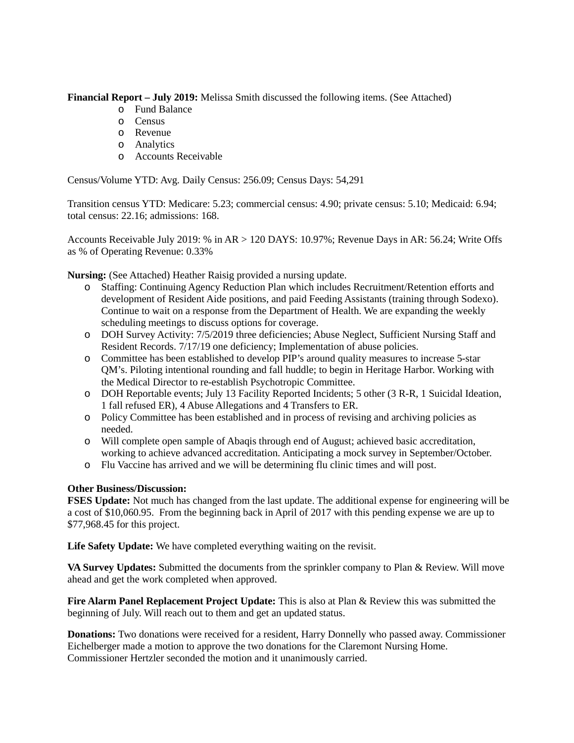**Financial Report – July 2019:** Melissa Smith discussed the following items. (See Attached)

- Fund Balance
- Census
- Revenue
- Analytics
- Accounts Receivable

Census/Volume YTD: Avg. Daily Census: 256.09; Census Days: 54,291

Transition census YTD: Medicare: 5.23; commercial census: 4.90; private census: 5.10; Medicaid: 6.94; total census: 22.16; admissions: 168.

Accounts Receivable July 2019: % in AR > 120 DAYS: 10.97%; Revenue Days in AR: 56.24; Write Offs as % of Operating Revenue: 0.33%

**Nursing:** (See Attached) Heather Raisig provided a nursing update.

- Staffing: Continuing Agency Reduction Plan which includes Recruitment/Retention efforts and development of Resident Aide positions, and paid Feeding Assistants (training through Sodexo). Continue to wait on a response from the Department of Health. We are expanding the weekly scheduling meetings to discuss options for coverage.
- DOH Survey Activity: 7/5/2019 three deficiencies; Abuse Neglect, Sufficient Nursing Staff and Resident Records. 7/17/19 one deficiency; Implementation of abuse policies.
- Committee has been established to develop PIP's around quality measures to increase 5-star QM's. Piloting intentional rounding and fall huddle; to begin in Heritage Harbor. Working with the Medical Director to re-establish Psychotropic Committee.
- DOH Reportable events; July 13 Facility Reported Incidents; 5 other (3 R-R, 1 Suicidal Ideation, 1 fall refused ER), 4 Abuse Allegations and 4 Transfers to ER.
- Policy Committee has been established and in process of revising and archiving policies as needed.
- Will complete open sample of Abaqis through end of August; achieved basic accreditation, working to achieve advanced accreditation. Anticipating a mock survey in September/October.
- Flu Vaccine has arrived and we will be determining flu clinic times and will post.

**Other Business/Discussion:**

**FSES Update:** Not much has changed from the last update. The additional expense for engineering will be a cost of $10,060.95. From the beginning back in April of 2017 with this pending expense we are up to $77,968.45 for this project.

**Life Safety Update:** We have completed everything waiting on the revisit.

**VA Survey Updates:** Submitted the documents from the sprinkler company to Plan & Review. Will move ahead and get the work completed when approved.

**Fire Alarm Panel Replacement Project Update:** This is also at Plan & Review this was submitted the beginning of July. Will reach out to them and get an updated status.

**Donations:** Two donations were received for a resident, Harry Donnelly who passed away. Commissioner Eichelberger made a motion to approve the two donations for the Claremont Nursing Home. Commissioner Hertzler seconded the motion and it unanimously carried.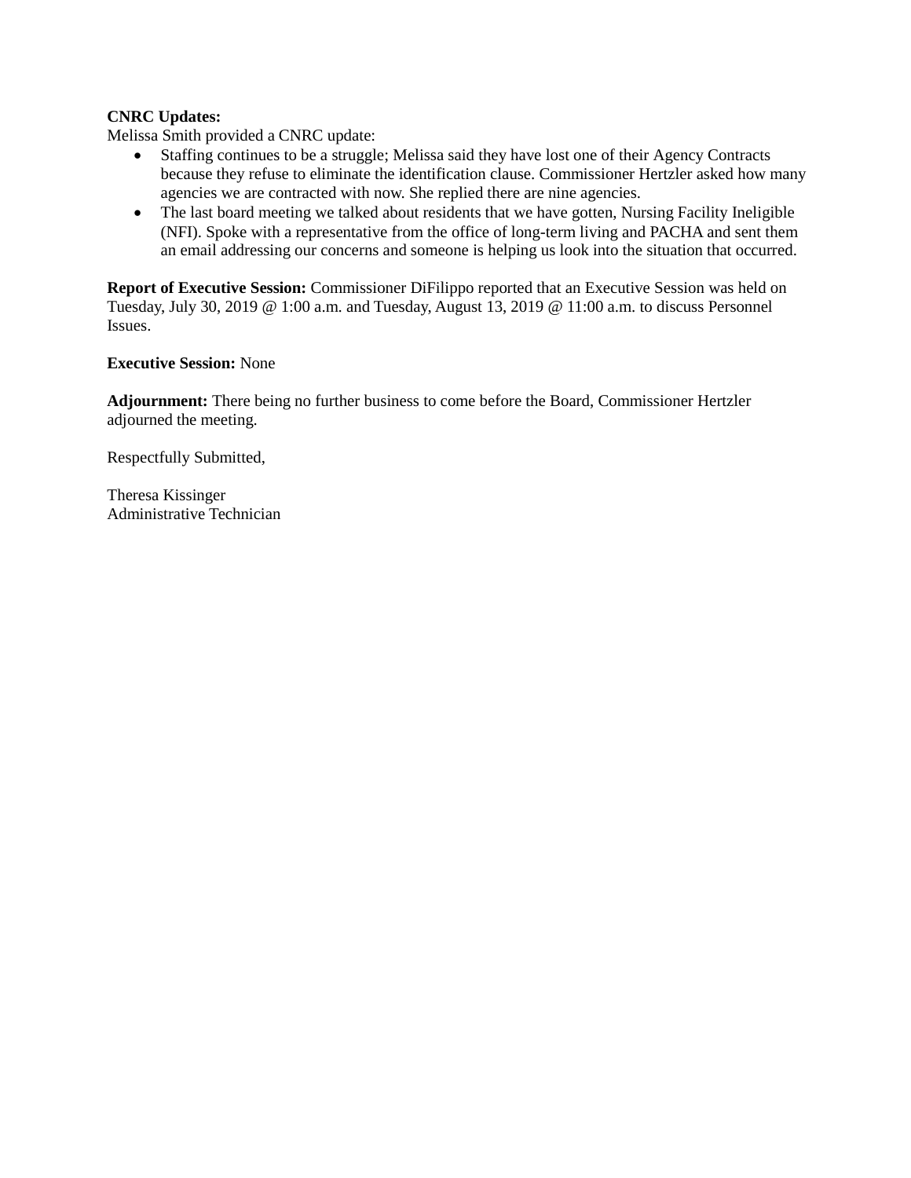**CNRC Updates:**
Melissa Smith provided a CNRC update:

- Staffing continues to be a struggle; Melissa said they have lost one of their Agency Contracts because they refuse to eliminate the identification clause. Commissioner Hertzler asked how many agencies we are contracted with now. She replied there are nine agencies.
- The last board meeting we talked about residents that we have gotten, Nursing Facility Ineligible (NFI). Spoke with a representative from the office of long-term living and PACHA and sent them an email addressing our concerns and someone is helping us look into the situation that occurred.

**Report of Executive Session:** Commissioner DiFilippo reported that an Executive Session was held on Tuesday, July 30, 2019 @ 1:00 a.m. and Tuesday, August 13, 2019 @ 11:00 a.m. to discuss Personnel Issues.

**Executive Session:** None

**Adjournment:** There being no further business to come before the Board, Commissioner Hertzler adjourned the meeting.

Respectfully Submitted,

Theresa Kissinger
Administrative Technician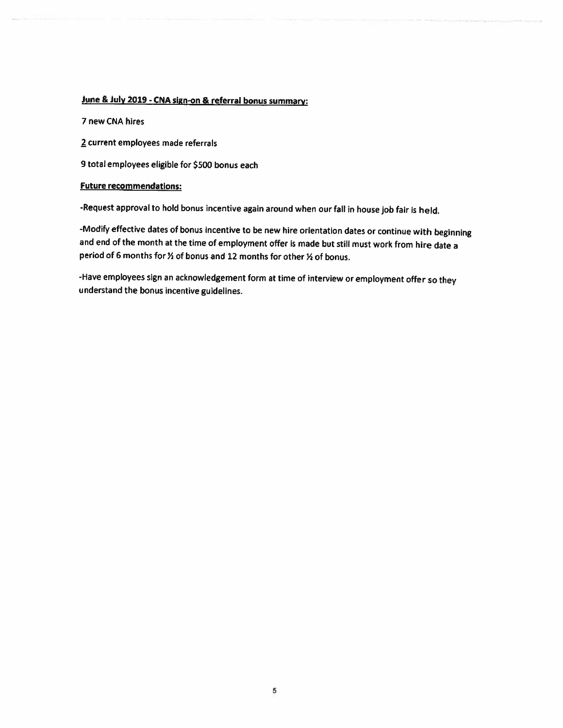**<u>June & July 2019 - CNA sign-on & referral bonus summary:</u>**

**7 new CNA hires**

**<u>2</u> current employees made referrals**

**9 total employees eligible for $500 bonus each**

**<u>Future recommendations:</u>**

**-Request approval to hold bonus incentive again around when our fall in house job fair is held.**

**-Modify effective dates of bonus incentive to be new hire orientation dates or continue with beginning and end of the month at the time of employment offer is made but still must work from hire date a period of 6 months for ½ of bonus and 12 months for other ½ of bonus.**

**-Have employees sign an acknowledgement form at time of interview or employment offer so they understand the bonus incentive guidelines.**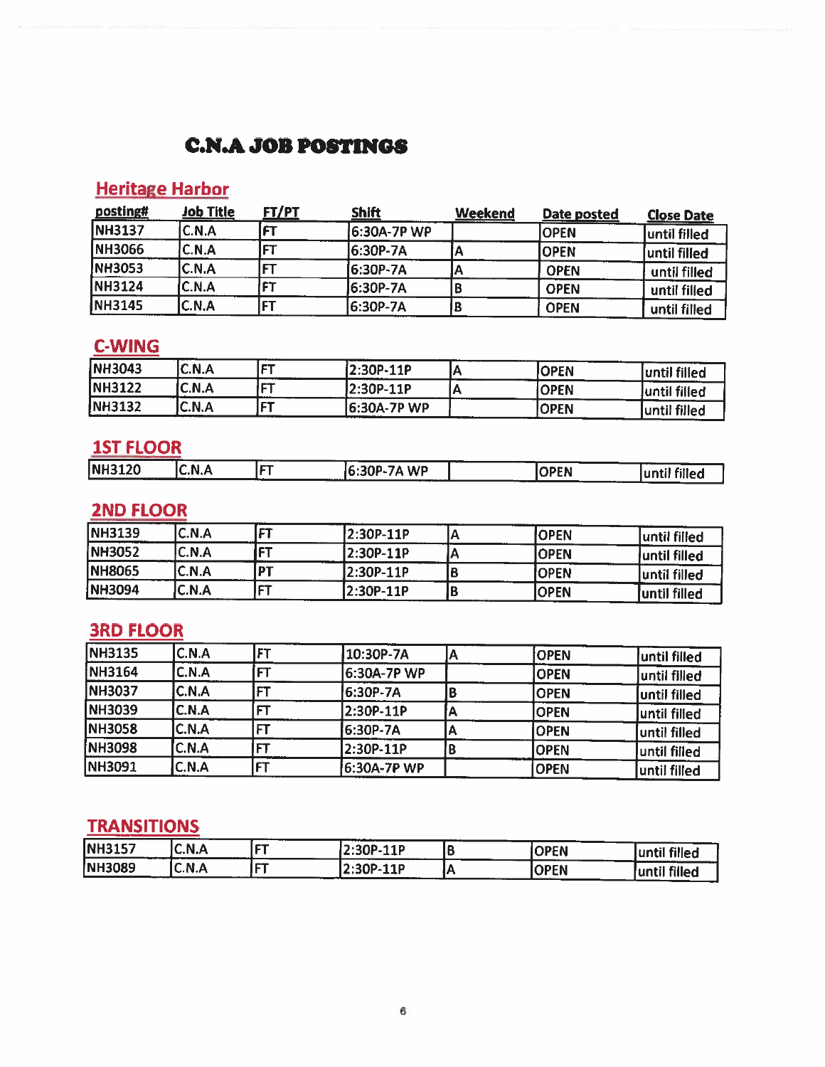# C.N.A JOB POSTINGS

## Heritage Harbor

| posting# | Job Title | FT/PT | Shift | Weekend | Date posted | Close Date |
|---|---|---|---|---|---|---|
| NH3137 | C.N.A | FT | 6:30A-7P WP | | OPEN | until filled |
| NH3066 | C.N.A | FT | 6:30P-7A | A | OPEN | until filled |
| NH3053 | C.N.A | FT | 6:30P-7A | A | OPEN | until filled |
| NH3124 | C.N.A | FT | 6:30P-7A | B | OPEN | until filled |
| NH3145 | C.N.A | FT | 6:30P-7A | B | OPEN | until filled |

## C-WING

| posting# | Job Title | FT/PT | Shift | Weekend | Date posted | Close Date |
|---|---|---|---|---|---|---|
| NH3043 | C.N.A | FT | 2:30P-11P | A | OPEN | until filled |
| NH3122 | C.N.A | FT | 2:30P-11P | A | OPEN | until filled |
| NH3132 | C.N.A | FT | 6:30A-7P WP | | OPEN | until filled |

## 1ST FLOOR

| posting# | Job Title | FT/PT | Shift | Weekend | Date posted | Close Date |
|---|---|---|---|---|---|---|
| NH3120 | C.N.A | FT | 6:30P-7A WP | | OPEN | until filled |

## 2ND FLOOR

| posting# | Job Title | FT/PT | Shift | Weekend | Date posted | Close Date |
|---|---|---|---|---|---|---|
| NH3139 | C.N.A | FT | 2:30P-11P | A | OPEN | until filled |
| NH3052 | C.N.A | FT | 2:30P-11P | A | OPEN | until filled |
| NH8065 | C.N.A | PT | 2:30P-11P | B | OPEN | until filled |
| NH3094 | C.N.A | FT | 2:30P-11P | B | OPEN | until filled |

## 3RD FLOOR

| posting# | Job Title | FT/PT | Shift | Weekend | Date posted | Close Date |
|---|---|---|---|---|---|---|
| NH3135 | C.N.A | FT | 10:30P-7A | A | OPEN | until filled |
| NH3164 | C.N.A | FT | 6:30A-7P WP | | OPEN | until filled |
| NH3037 | C.N.A | FT | 6:30P-7A | B | OPEN | until filled |
| NH3039 | C.N.A | FT | 2:30P-11P | A | OPEN | until filled |
| NH3058 | C.N.A | FT | 6:30P-7A | A | OPEN | until filled |
| NH3098 | C.N.A | FT | 2:30P-11P | B | OPEN | until filled |
| NH3091 | C.N.A | FT | 6:30A-7P WP | | OPEN | until filled |

## TRANSITIONS

| posting# | Job Title | FT/PT | Shift | Weekend | Date posted | Close Date |
|---|---|---|---|---|---|---|
| NH3157 | C.N.A | FT | 2:30P-11P | B | OPEN | until filled |
| NH3089 | C.N.A | FT | 2:30P-11P | A | OPEN | until filled |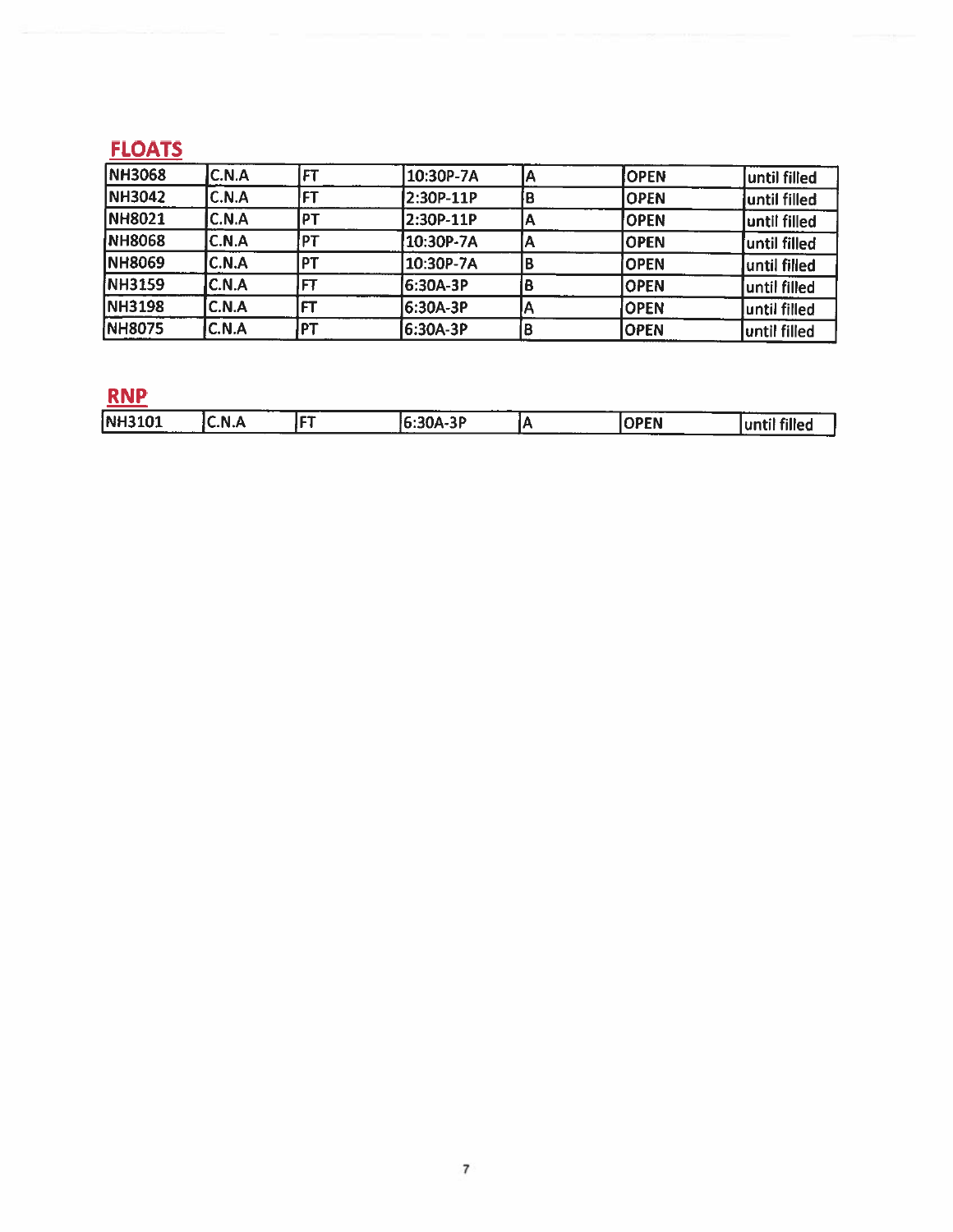## FLOATS

| NH3068 | C.N.A | FT | 10:30P-7A | A | OPEN | until filled |
|---|---|---|---|---|---|---|
| NH3042 | C.N.A | FT | 2:30P-11P | B | OPEN | until filled |
| NH8021 | C.N.A | PT | 2:30P-11P | A | OPEN | until filled |
| NH8068 | C.N.A | PT | 10:30P-7A | A | OPEN | until filled |
| NH8069 | C.N.A | PT | 10:30P-7A | B | OPEN | until filled |
| NH3159 | C.N.A | FT | 6:30A-3P | B | OPEN | until filled |
| NH3198 | C.N.A | FT | 6:30A-3P | A | OPEN | until filled |
| NH8075 | C.N.A | PT | 6:30A-3P | B | OPEN | until filled |

## RNP

| NH3101 | C.N.A | FT | 6:30A-3P | A | OPEN | until filled |
|---|---|---|---|---|---|---|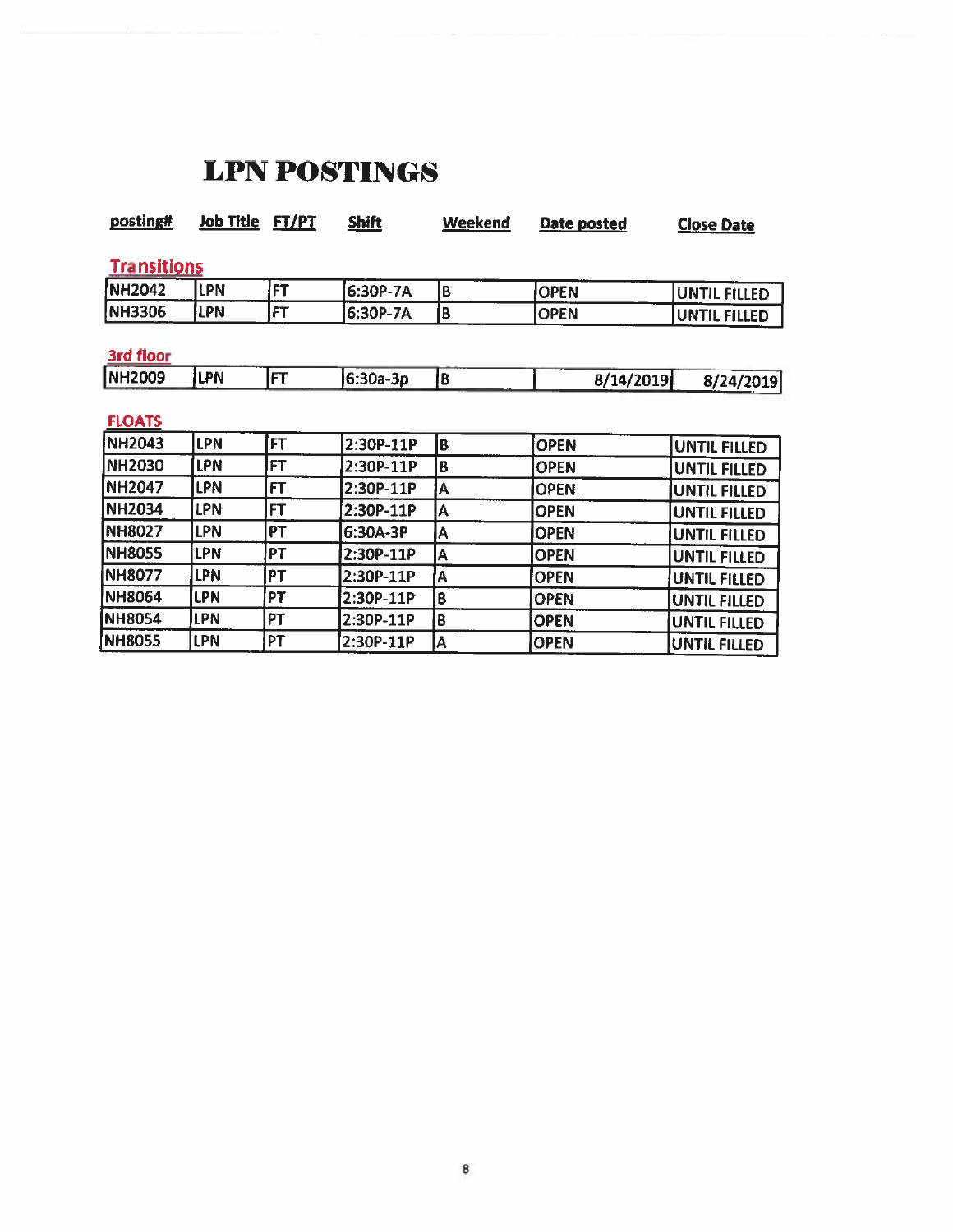# LPN POSTINGS

| posting# | Job Title | FT/PT | Shift | Weekend | Date posted | Close Date |
|---|---|---|---|---|---|---|
| **Transitions** | | | | | | |
| NH2042 | LPN | FT | 6:30P-7A | B | OPEN | UNTIL FILLED |
| NH3306 | LPN | FT | 6:30P-7A | B | OPEN | UNTIL FILLED |
| **3rd floor** | | | | | | |
| NH2009 | LPN | FT | 6:30a-3p | B | 8/14/2019 | 8/24/2019 |
| **FLOATS** | | | | | | |
| NH2043 | LPN | FT | 2:30P-11P | B | OPEN | UNTIL FILLED |
| NH2030 | LPN | FT | 2:30P-11P | B | OPEN | UNTIL FILLED |
| NH2047 | LPN | FT | 2:30P-11P | A | OPEN | UNTIL FILLED |
| NH2034 | LPN | FT | 2:30P-11P | A | OPEN | UNTIL FILLED |
| NH8027 | LPN | PT | 6:30A-3P | A | OPEN | UNTIL FILLED |
| NH8055 | LPN | PT | 2:30P-11P | A | OPEN | UNTIL FILLED |
| NH8077 | LPN | PT | 2:30P-11P | A | OPEN | UNTIL FILLED |
| NH8064 | LPN | PT | 2:30P-11P | B | OPEN | UNTIL FILLED |
| NH8054 | LPN | PT | 2:30P-11P | B | OPEN | UNTIL FILLED |
| NH8055 | LPN | PT | 2:30P-11P | A | OPEN | UNTIL FILLED |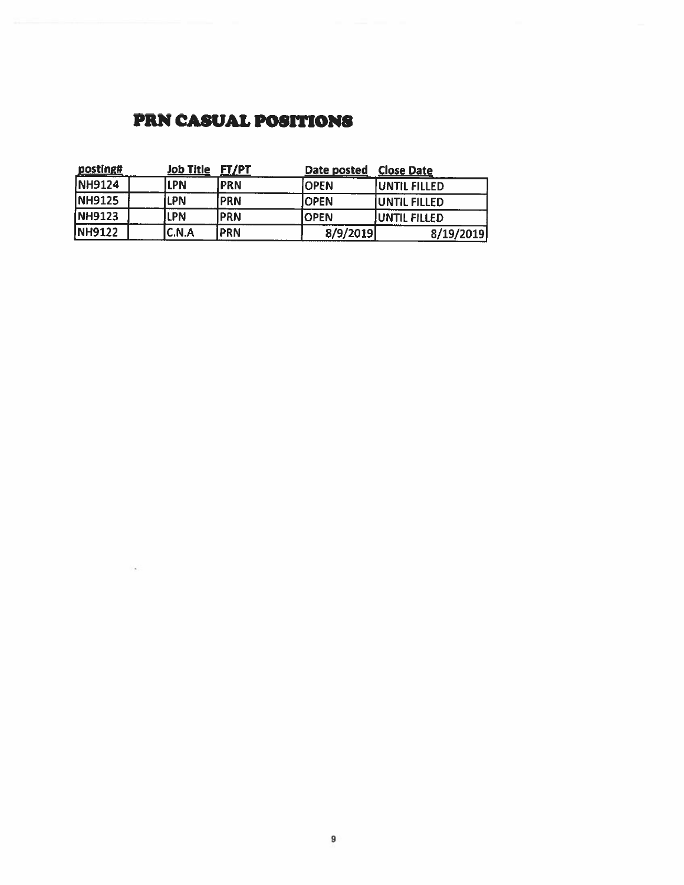# PRN CASUAL POSITIONS

| posting# | Job Title | FT/PT | Date posted | Close Date |
|---|---|---|---|---|
| NH9124 | LPN | PRN | OPEN | UNTIL FILLED |
| NH9125 | LPN | PRN | OPEN | UNTIL FILLED |
| NH9123 | LPN | PRN | OPEN | UNTIL FILLED |
| NH9122 | C.N.A | PRN | 8/9/2019 | 8/19/2019 |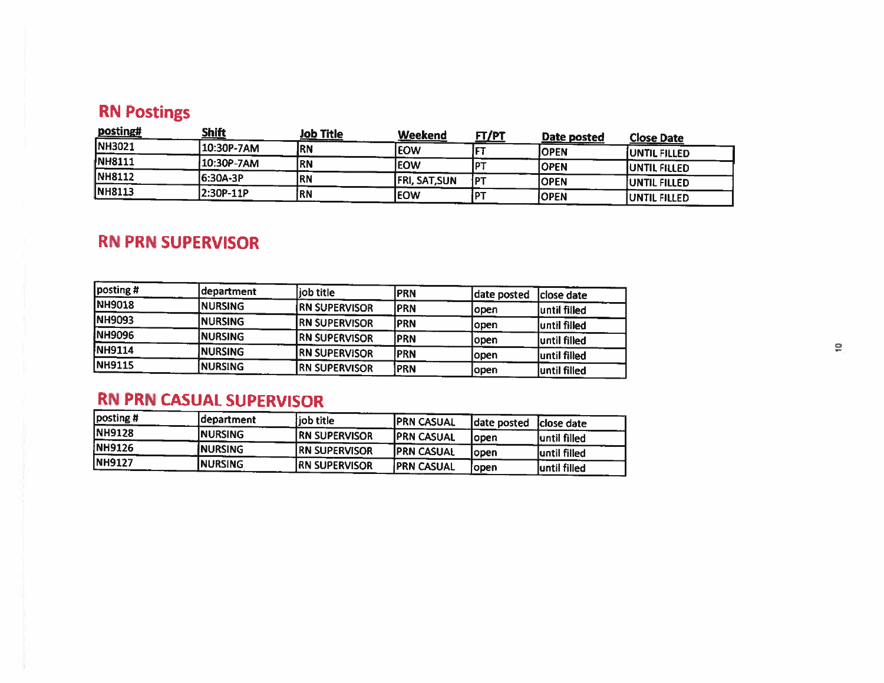## RN Postings

| posting# | Shift | Job Title | Weekend | FT/PT | Date posted | Close Date |
|---|---|---|---|---|---|---|
| NH3021 | 10:30P-7AM | RN | EOW | FT | OPEN | UNTIL FILLED |
| NH8111 | 10:30P-7AM | RN | EOW | PT | OPEN | UNTIL FILLED |
| NH8112 | 6:30A-3P | RN | FRI, SAT,SUN | PT | OPEN | UNTIL FILLED |
| NH8113 | 2:30P-11P | RN | EOW | PT | OPEN | UNTIL FILLED |

## RN PRN SUPERVISOR

| posting # | department | job title | PRN | date posted | close date |
|---|---|---|---|---|---|
| NH9018 | NURSING | RN SUPERVISOR | PRN | open | until filled |
| NH9093 | NURSING | RN SUPERVISOR | PRN | open | until filled |
| NH9096 | NURSING | RN SUPERVISOR | PRN | open | until filled |
| NH9114 | NURSING | RN SUPERVISOR | PRN | open | until filled |
| NH9115 | NURSING | RN SUPERVISOR | PRN | open | until filled |

## RN PRN CASUAL SUPERVISOR

| posting # | department | job title | PRN CASUAL | date posted | close date |
|---|---|---|---|---|---|
| NH9128 | NURSING | RN SUPERVISOR | PRN CASUAL | open | until filled |
| NH9126 | NURSING | RN SUPERVISOR | PRN CASUAL | open | until filled |
| NH9127 | NURSING | RN SUPERVISOR | PRN CASUAL | open | until filled |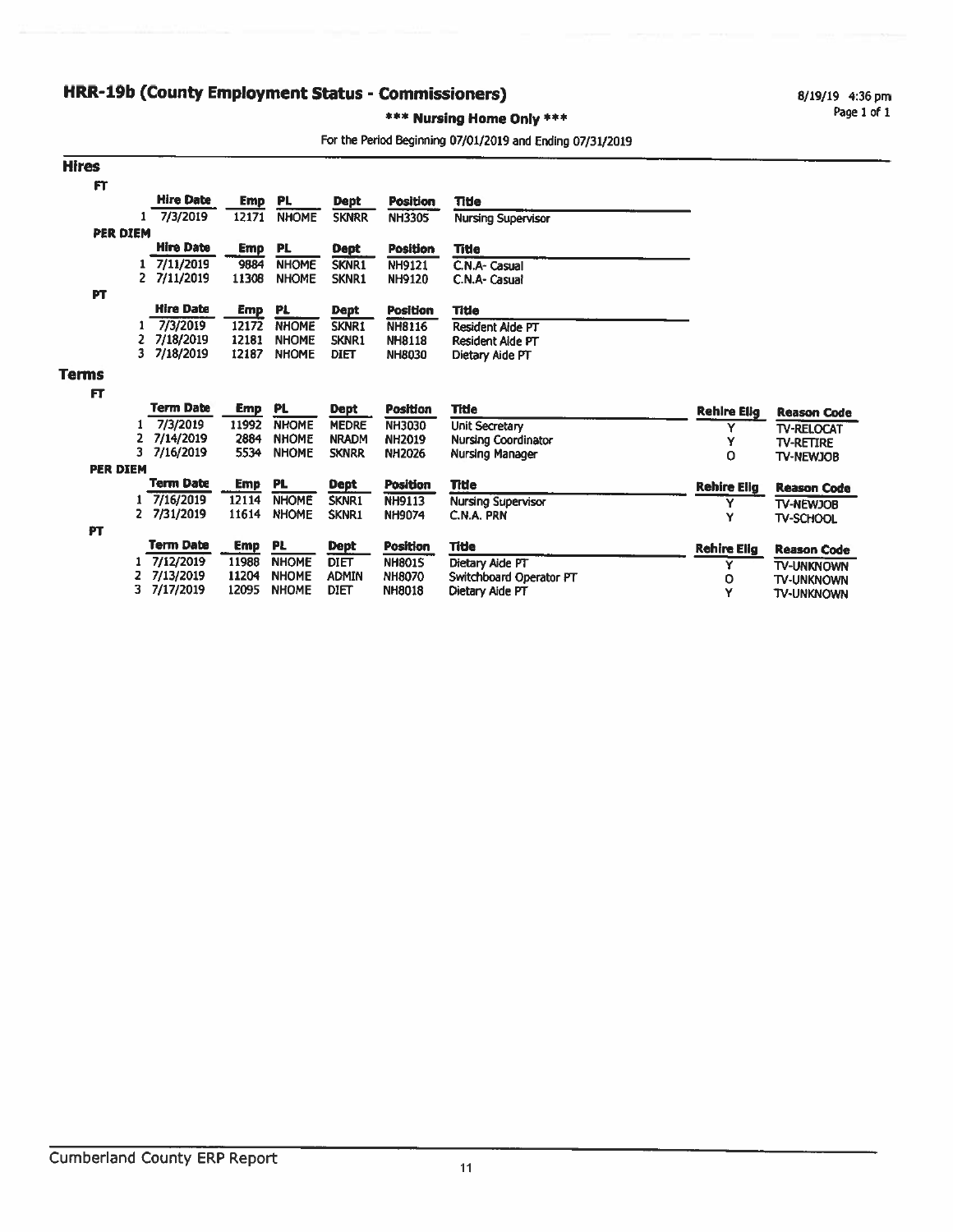# HRR-19b (County Employment Status - Commissioners)

8/19/19 4:36 pm

**\*\*\* Nursing Home Only \*\*\***

For the Period Beginning 07/01/2019 and Ending 07/31/2019

## Hires

### FT

| | Hire Date | Emp | PL | Dept | Position | Title |
|---|---|---|---|---|---|---|
| 1 | 7/3/2019 | 12171 | NHOME | SKNRR | NH3305 | Nursing Supervisor |

### PER DIEM

| | Hire Date | Emp | PL | Dept | Position | Title |
|---|---|---|---|---|---|---|
| 1 | 7/11/2019 | 9884 | NHOME | SKNR1 | NH9121 | C.N.A- Casual |
| 2 | 7/11/2019 | 11308 | NHOME | SKNR1 | NH9120 | C.N.A- Casual |

### PT

| | Hire Date | Emp | PL | Dept | Position | Title |
|---|---|---|---|---|---|---|
| 1 | 7/3/2019 | 12172 | NHOME | SKNR1 | NH8116 | Resident Aide PT |
| 2 | 7/18/2019 | 12181 | NHOME | SKNR1 | NH8118 | Resident Aide PT |
| 3 | 7/18/2019 | 12187 | NHOME | DIET | NH8030 | Dietary Aide PT |

## Terms

### FT

| | Term Date | Emp | PL | Dept | Position | Title | Rehire Elig | Reason Code |
|---|---|---|---|---|---|---|---|---|
| 1 | 7/3/2019 | 11992 | NHOME | MEDRE | NH3030 | Unit Secretary | Y | TV-RELOCAT |
| 2 | 7/14/2019 | 2884 | NHOME | NRADM | NH2019 | Nursing Coordinator | Y | TV-RETIRE |
| 3 | 7/16/2019 | 5534 | NHOME | SKNRR | NH2026 | Nursing Manager | O | TV-NEWJOB |

### PER DIEM

| | Term Date | Emp | PL | Dept | Position | Title | Rehire Elig | Reason Code |
|---|---|---|---|---|---|---|---|---|
| 1 | 7/16/2019 | 12114 | NHOME | SKNR1 | NH9113 | Nursing Supervisor | Y | TV-NEWJOB |
| 2 | 7/31/2019 | 11614 | NHOME | SKNR1 | NH9074 | C.N.A. PRN | Y | TV-SCHOOL |

### PT

| | Term Date | Emp | PL | Dept | Position | Title | Rehire Elig | Reason Code |
|---|---|---|---|---|---|---|---|---|
| 1 | 7/12/2019 | 11988 | NHOME | DIET | NH8015 | Dietary Aide PT | Y | TV-UNKNOWN |
| 2 | 7/13/2019 | 11204 | NHOME | ADMIN | NH8070 | Switchboard Operator PT | O | TV-UNKNOWN |
| 3 | 7/17/2019 | 12095 | NHOME | DIET | NH8018 | Dietary Aide PT | Y | TV-UNKNOWN |

Cumberland County ERP Report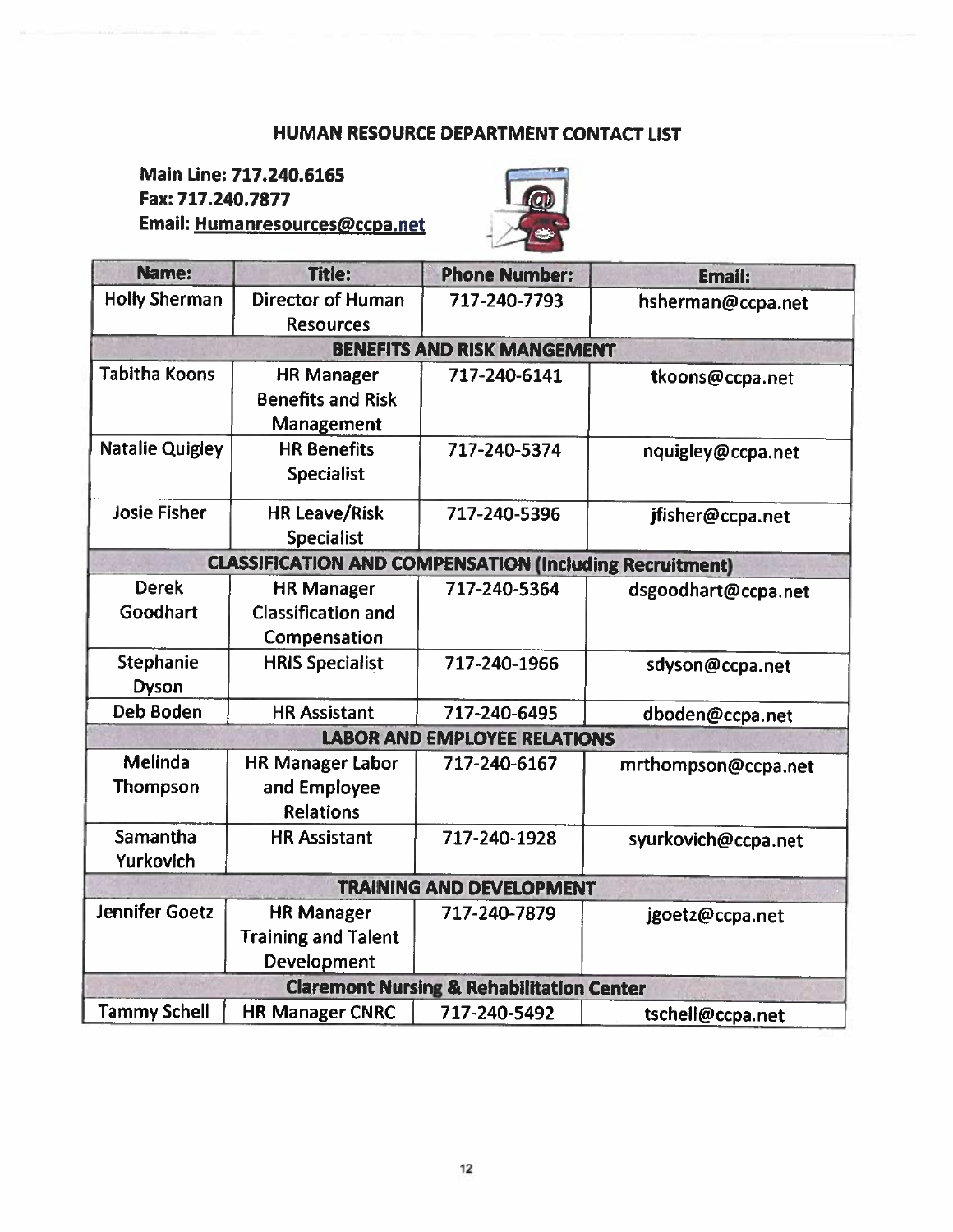# HUMAN RESOURCE DEPARTMENT CONTACT LIST

**Main Line: 717.240.6165**
**Fax: 717.240.7877**
**Email: Humanresources@ccpa.net**

| Name: | Title: | Phone Number: | Email: |
|---|---|---|---|
| Holly Sherman | Director of Human Resources | 717-240-7793 | hsherman@ccpa.net |
| **BENEFITS AND RISK MANGEMENT** | | | |
| Tabitha Koons | HR Manager Benefits and Risk Management | 717-240-6141 | tkoons@ccpa.net |
| Natalie Quigley | HR Benefits Specialist | 717-240-5374 | nquigley@ccpa.net |
| Josie Fisher | HR Leave/Risk Specialist | 717-240-5396 | jfisher@ccpa.net |
| **CLASSIFICATION AND COMPENSATION (Including Recruitment)** | | | |
| Derek Goodhart | HR Manager Classification and Compensation | 717-240-5364 | dsgoodhart@ccpa.net |
| Stephanie Dyson | HRIS Specialist | 717-240-1966 | sdyson@ccpa.net |
| Deb Boden | HR Assistant | 717-240-6495 | dboden@ccpa.net |
| **LABOR AND EMPLOYEE RELATIONS** | | | |
| Melinda Thompson | HR Manager Labor and Employee Relations | 717-240-6167 | mrthompson@ccpa.net |
| Samantha Yurkovich | HR Assistant | 717-240-1928 | syurkovich@ccpa.net |
| **TRAINING AND DEVELOPMENT** | | | |
| Jennifer Goetz | HR Manager Training and Talent Development | 717-240-7879 | jgoetz@ccpa.net |
| **Claremont Nursing & Rehabilitation Center** | | | |
| Tammy Schell | HR Manager CNRC | 717-240-5492 | tschell@ccpa.net |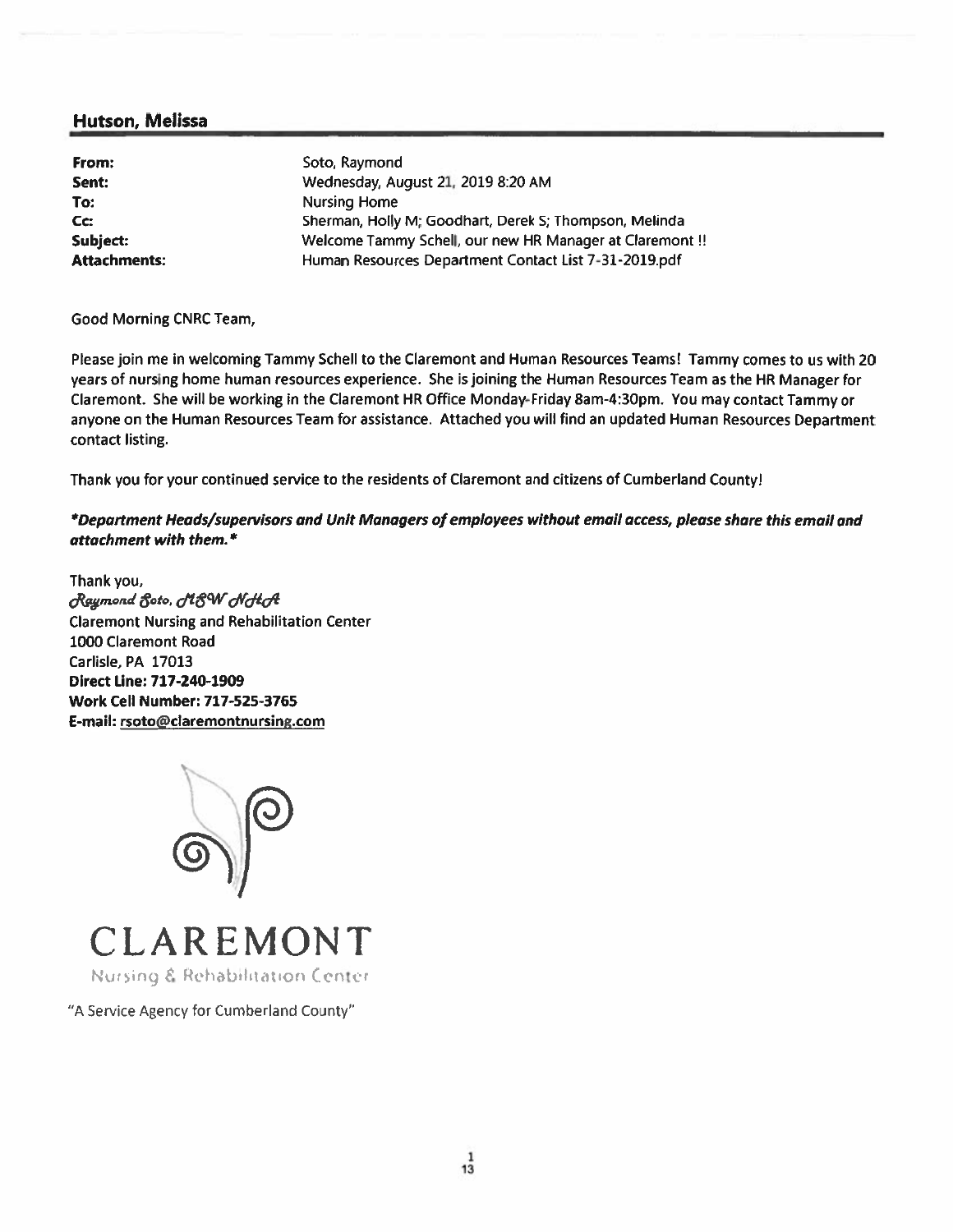## Hutson, Melissa

| | |
|---|---|
| **From:** | Soto, Raymond |
| **Sent:** | Wednesday, August 21, 2019 8:20 AM |
| **To:** | Nursing Home |
| **Cc:** | Sherman, Holly M; Goodhart, Derek S; Thompson, Melinda |
| **Subject:** | Welcome Tammy Schell, our new HR Manager at Claremont !! |
| **Attachments:** | Human Resources Department Contact List 7-31-2019.pdf |

Good Morning CNRC Team,

Please join me in welcoming Tammy Schell to the Claremont and Human Resources Teams! Tammy comes to us with 20 years of nursing home human resources experience. She is joining the Human Resources Team as the HR Manager for Claremont. She will be working in the Claremont HR Office Monday-Friday 8am-4:30pm. You may contact Tammy or anyone on the Human Resources Team for assistance. Attached you will find an updated Human Resources Department contact listing.

Thank you for your continued service to the residents of Claremont and citizens of Cumberland County!

***Department Heads/supervisors and Unit Managers of employees without email access, please share this email and attachment with them.***

Thank you,
*Raymond Soto, MSW NHA*
Claremont Nursing and Rehabilitation Center
1000 Claremont Road
Carlisle, PA 17013
**Direct Line: 717-240-1909**
**Work Cell Number: 717-525-3765**
**E-mail: rsoto@claremontnursing.com**

CLAREMONT
Nursing & Rehabilitation Center

"A Service Agency for Cumberland County"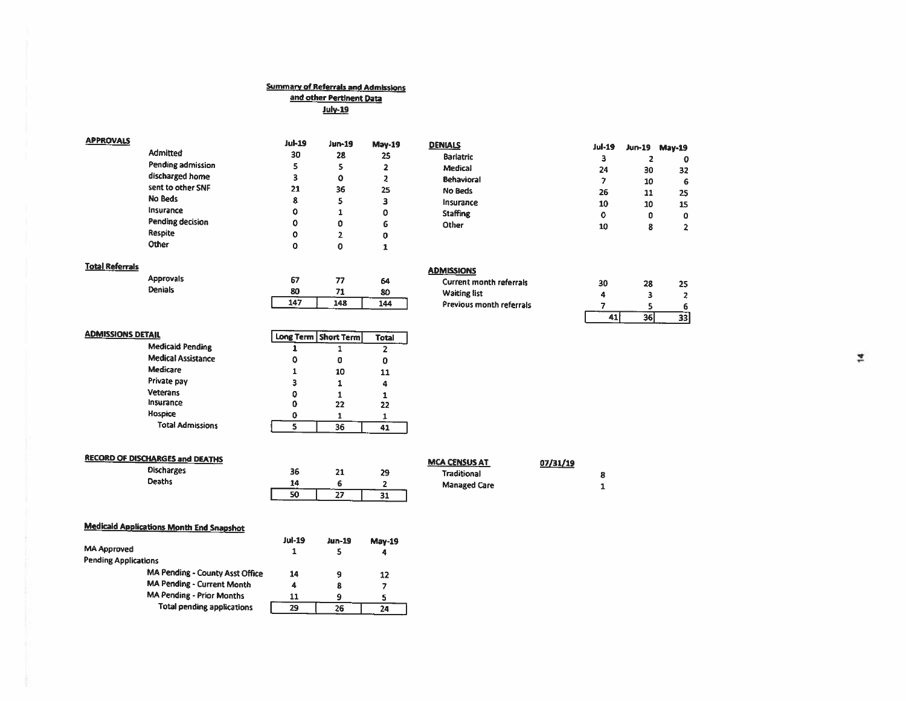# Summary of Referrals and Admissions and other Pertinent Data
## July-19

**APPROVALS**

| | Jul-19 | Jun-19 | May-19 |
|---|---|---|---|
| Admitted | 30 | 28 | 25 |
| Pending admission | 5 | 5 | 2 |
| discharged home | 3 | 0 | 2 |
| sent to other SNF | 21 | 36 | 25 |
| No Beds | 8 | 5 | 3 |
| Insurance | 0 | 1 | 0 |
| Pending decision | 0 | 0 | 6 |
| Respite | 0 | 2 | 0 |
| Other | 0 | 0 | 1 |

**DENIALS**

| | Jul-19 | Jun-19 | May-19 |
|---|---|---|---|
| Bariatric | 3 | 2 | 0 |
| Medical | 24 | 30 | 32 |
| Behavioral | 7 | 10 | 6 |
| No Beds | 26 | 11 | 25 |
| Insurance | 10 | 10 | 15 |
| Staffing | 0 | 0 | 0 |
| Other | 10 | 8 | 2 |

**Total Referrals**

| | Jul-19 | Jun-19 | May-19 |
|---|---|---|---|
| Approvals | 67 | 77 | 64 |
| Denials | 80 | 71 | 80 |
| | 147 | 148 | 144 |

**ADMISSIONS**

| | Jul-19 | Jun-19 | May-19 |
|---|---|---|---|
| Current month referrals | 30 | 28 | 25 |
| Waiting list | 4 | 3 | 2 |
| Previous month referrals | 7 | 5 | 6 |
| | 41 | 36 | 33 |

**ADMISSIONS DETAIL**

| | Long Term | Short Term | Total |
|---|---|---|---|
| Medicaid Pending | 1 | 1 | 2 |
| Medical Assistance | 0 | 0 | 0 |
| Medicare | 1 | 10 | 11 |
| Private pay | 3 | 1 | 4 |
| Veterans | 0 | 1 | 1 |
| Insurance | 0 | 22 | 22 |
| Hospice | 0 | 1 | 1 |
| Total Admissions | 5 | 36 | 41 |

**RECORD OF DISCHARGES and DEATHS**

| | Jul-19 | Jun-19 | May-19 |
|---|---|---|---|
| Discharges | 36 | 21 | 29 |
| Deaths | 14 | 6 | 2 |
| | 50 | 27 | 31 |

**MCA CENSUS AT** 07/31/19

| | |
|---|---|
| Traditional | 8 |
| Managed Care | 1 |

**Medicaid Applications Month End Snapshot**

| | Jul-19 | Jun-19 | May-19 |
|---|---|---|---|
| MA Approved | 1 | 5 | 4 |
| Pending Applications | | | |
| MA Pending - County Asst Office | 14 | 9 | 12 |
| MA Pending - Current Month | 4 | 8 | 7 |
| MA Pending - Prior Months | 11 | 9 | 5 |
| Total pending applications | 29 | 26 | 24 |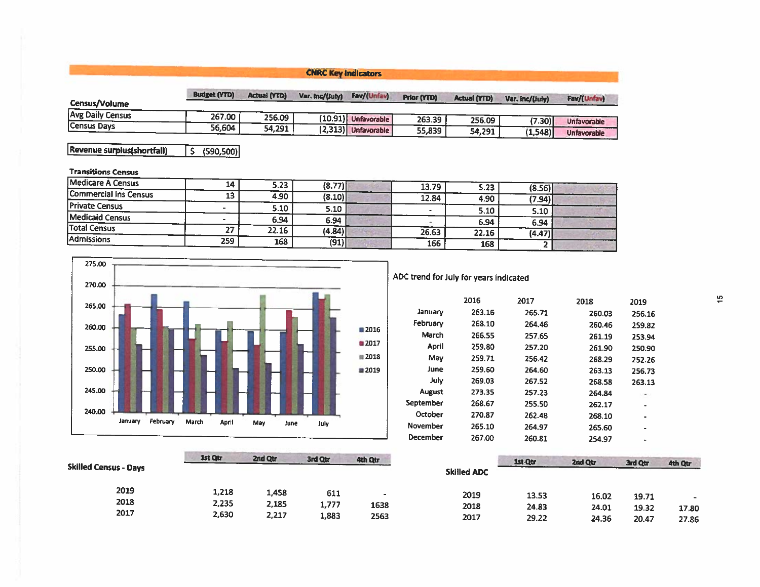## CNRC Key Indicators

| Census/Volume | Budget (YTD) | Actual (YTD) | Var. Inc/(July) | Fav/(Unfav) | Prior (YTD) | Actual (YTD) | Var. Inc/(July) | Fav/(Unfav) |
|---|---|---|---|---|---|---|---|---|
| Avg Daily Census | 267.00 | 256.09 | (10.91) | Unfavorable | 263.39 | 256.09 | (7.30) | Unfavorable |
| Census Days | 56,604 | 54,291 | (2,313) | Unfavorable | 55,839 | 54,291 | (1,548) | Unfavorable |

| Revenue surplus(shortfall) | $ (590,500) |
|---|---|

| Transitions Census | Budget (YTD) | Actual (YTD) | Var. Inc/(July) | Fav/(Unfav) | Prior (YTD) | Actual (YTD) | Var. Inc/(July) | Fav/(Unfav) |
|---|---|---|---|---|---|---|---|---|
| Medicare A Census | 14 | 5.23 | (8.77) | | 13.79 | 5.23 | (8.56) | |
| Commercial Ins Census | 13 | 4.90 | (8.10) | | 12.84 | 4.90 | (7.94) | |
| Private Census | - | 5.10 | 5.10 | | - | 5.10 | 5.10 | |
| Medicaid Census | - | 6.94 | 6.94 | | - | 6.94 | 6.94 | |
| Total Census | 27 | 22.16 | (4.84) | | 26.63 | 22.16 | (4.47) | |
| Admissions | 259 | 168 | (91) | | 166 | 168 | 2 | |

ADC trend for July for years indicated

| | 2016 | 2017 | 2018 | 2019 |
|---|---|---|---|---|
| January | 263.16 | 265.71 | 260.03 | 256.16 |
| February | 268.10 | 264.46 | 260.46 | 259.82 |
| March | 266.55 | 257.65 | 261.19 | 253.94 |
| April | 259.80 | 257.20 | 261.90 | 250.90 |
| May | 259.71 | 256.42 | 268.29 | 252.26 |
| June | 259.60 | 264.60 | 263.13 | 256.73 |
| July | 269.03 | 267.52 | 268.58 | 263.13 |
| August | 273.35 | 257.23 | 264.84 | - |
| September | 268.67 | 255.50 | 262.17 | - |
| October | 270.87 | 262.48 | 268.10 | - |
| November | 265.10 | 264.97 | 265.60 | - |
| December | 267.00 | 260.81 | 254.97 | - |

**Skilled Census - Days**

| | 1st Qtr | 2nd Qtr | 3rd Qtr | 4th Qtr |
|---|---|---|---|---|
| 2019 | 1,218 | 1,458 | 611 | - |
| 2018 | 2,235 | 2,185 | 1,777 | 1638 |
| 2017 | 2,630 | 2,217 | 1,883 | 2563 |

**Skilled ADC**

| | 1st Qtr | 2nd Qtr | 3rd Qtr | 4th Qtr |
|---|---|---|---|---|
| 2019 | 13.53 | 16.02 | 19.71 | - |
| 2018 | 24.83 | 24.01 | 19.32 | 17.80 |
| 2017 | 29.22 | 24.36 | 20.47 | 27.86 |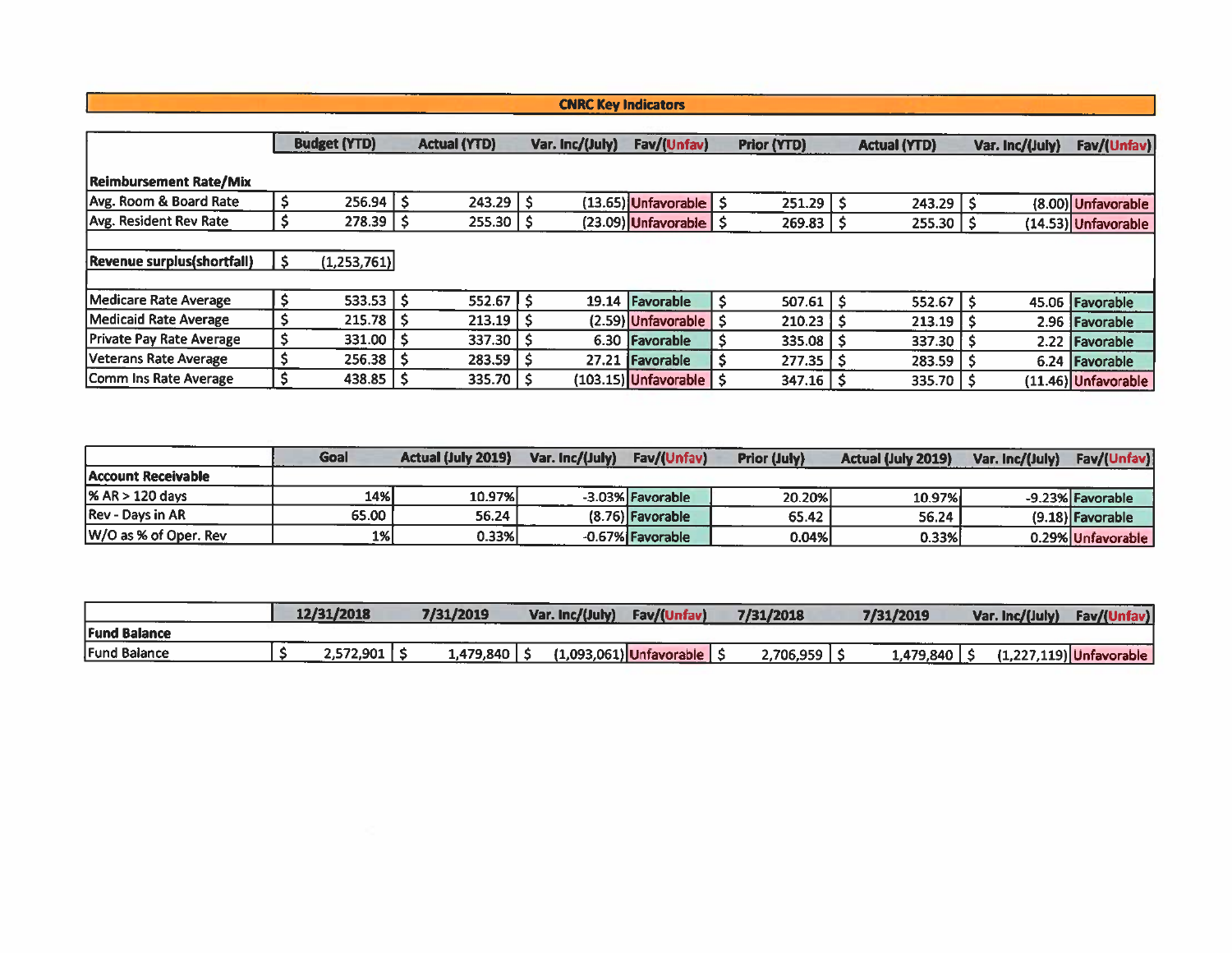# CNRC Key Indicators

| | Budget (YTD) | Actual (YTD) | Var. Inc/(July) | Fav/(Unfav) | Prior (YTD) | Actual (YTD) | Var. Inc/(July) | Fav/(Unfav) |
|---|---|---|---|---|---|---|---|---|
| **Reimbursement Rate/Mix** | | | | | | | | |
| Avg. Room & Board Rate | $ 256.94 | $ 243.29 | $ (13.65) | Unfavorable | $ 251.29 | $ 243.29 | $ (8.00) | Unfavorable |
| Avg. Resident Rev Rate | $ 278.39 | $ 255.30 | $ (23.09) | Unfavorable | $ 269.83 | $ 255.30 | $ (14.53) | Unfavorable |
| **Revenue surplus(shortfall)** | $ (1,253,761) | | | | | | | |
| Medicare Rate Average | $ 533.53 | $ 552.67 | $ 19.14 | Favorable | $ 507.61 | $ 552.67 | $ 45.06 | Favorable |
| Medicaid Rate Average | $ 215.78 | $ 213.19 | $ (2.59) | Unfavorable | $ 210.23 | $ 213.19 | $ 2.96 | Favorable |
| Private Pay Rate Average | $ 331.00 | $ 337.30 | $ 6.30 | Favorable | $ 335.08 | $ 337.30 | $ 2.22 | Favorable |
| Veterans Rate Average | $ 256.38 | $ 283.59 | $ 27.21 | Favorable | $ 277.35 | $ 283.59 | $ 6.24 | Favorable |
| Comm Ins Rate Average | $ 438.85 | $ 335.70 | $ (103.15) | Unfavorable | $ 347.16 | $ 335.70 | $ (11.46) | Unfavorable |

| | Goal | Actual (July 2019) | Var. Inc/(July) | Fav/(Unfav) | Prior (July) | Actual (July 2019) | Var. Inc/(July) | Fav/(Unfav) |
|---|---|---|---|---|---|---|---|---|
| **Account Receivable** | | | | | | | | |
| % AR > 120 days | 14% | 10.97% | -3.03% | Favorable | 20.20% | 10.97% | -9.23% | Favorable |
| Rev - Days in AR | 65.00 | 56.24 | (8.76) | Favorable | 65.42 | 56.24 | (9.18) | Favorable |
| W/O as % of Oper. Rev | 1% | 0.33% | -0.67% | Favorable | 0.04% | 0.33% | 0.29% | Unfavorable |

| | 12/31/2018 | 7/31/2019 | Var. Inc/(July) | Fav/(Unfav) | 7/31/2018 | 7/31/2019 | Var. Inc/(July) | Fav/(Unfav) |
|---|---|---|---|---|---|---|---|---|
| **Fund Balance** | | | | | | | | |
| Fund Balance | $ 2,572,901 | $ 1,479,840 | $ (1,093,061) | Unfavorable | $ 2,706,959 | $ 1,479,840 | $ (1,227,119) | Unfavorable |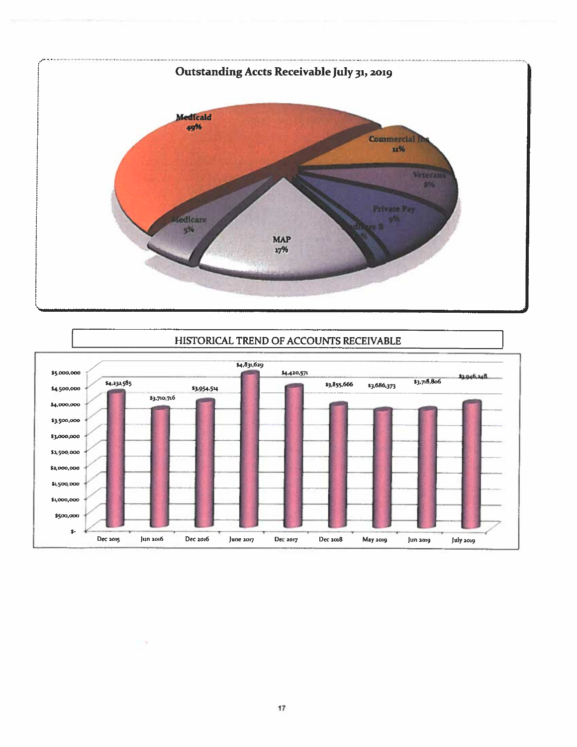## Outstanding Accts Receivable July 31, 2019

| Payer | Percentage |
|---|---|
| Medicaid | 49% |
| Commercial Ins | 11% |
| Veterans | 8% |
| Private Pay | 9% |
| Medicare B | % |
| MAP | 17% |
| Medicare | 5% |

## HISTORICAL TREND OF ACCOUNTS RECEIVABLE

| Period | Accounts Receivable |
|---|---|
| Dec 2015 | $4,232,585 |
| Jun 2016 | $3,710,716 |
| Dec 2016 | $3,954,514 |
| June 2017 | $4,831,629 |
| Dec 2017 | $4,420,571 |
| Dec 2018 | $3,855,666 |
| May 2019 | $3,686,373 |
| Jun 2019 | $3,718,806 |
| July 2019 | $3,946,248 |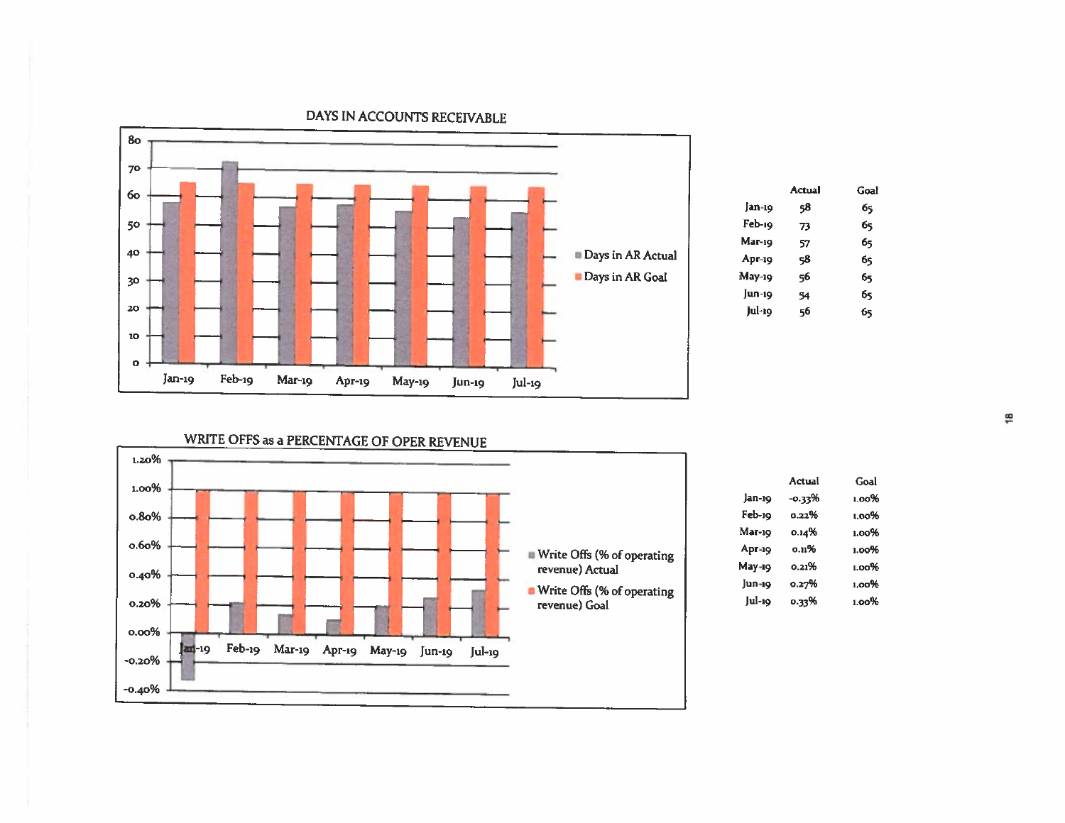## DAYS IN ACCOUNTS RECEIVABLE

| | Actual | Goal |
|---|---|---|
| Jan-19 | 58 | 65 |
| Feb-19 | 73 | 65 |
| Mar-19 | 57 | 65 |
| Apr-19 | 58 | 65 |
| May-19 | 56 | 65 |
| Jun-19 | 54 | 65 |
| Jul-19 | 56 | 65 |

## WRITE OFFS as a PERCENTAGE OF OPER REVENUE

| | Actual | Goal |
|---|---|---|
| Jan-19 | -0.33% | 1.00% |
| Feb-19 | 0.22% | 1.00% |
| Mar-19 | 0.14% | 1.00% |
| Apr-19 | 0.11% | 1.00% |
| May-19 | 0.21% | 1.00% |
| Jun-19 | 0.27% | 1.00% |
| Jul-19 | 0.33% | 1.00% |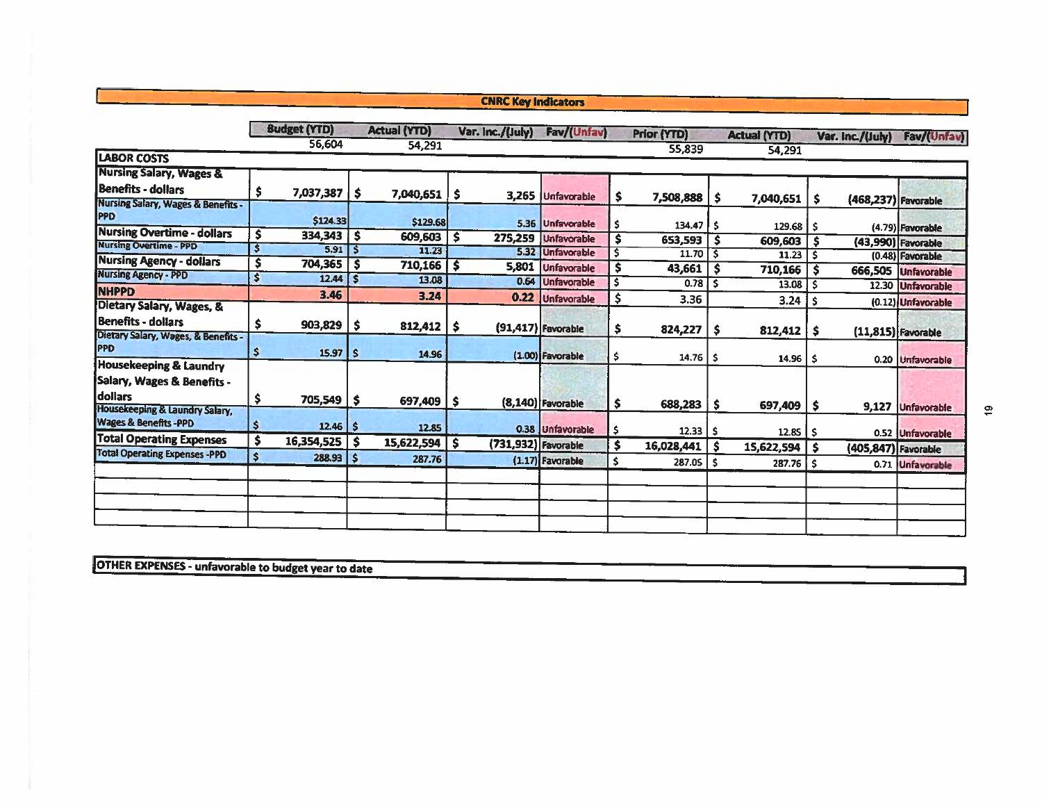## CNRC Key Indicators

| | Budget (YTD) | Actual (YTD) | Var. Inc./(July) | Fav/(Unfav) | Prior (YTD) | Actual (YTD) | Var. Inc./(July) | Fav/(Unfav) |
|---|---|---|---|---|---|---|---|---|
| | 56,604 | 54,291 | | | 55,839 | 54,291 | | |
| **LABOR COSTS** | | | | | | | | |
| Nursing Salary, Wages & Benefits - dollars | $ 7,037,387 | $ 7,040,651 | $ 3,265 | Unfavorable | $ 7,508,888 | $ 7,040,651 | $ (468,237) | Favorable |
| Nursing Salary, Wages & Benefits - PPD | $124.33 | $129.68 | 5.36 | Unfavorable | $ 134.47 | $ 129.68 | $ (4.79) | Favorable |
| Nursing Overtime - dollars | $ 334,343 | $ 609,603 | $ 275,259 | Unfavorable | $ 653,593 | $ 609,603 | $ (43,990) | Favorable |
| Nursing Overtime - PPD | $ 5.91 | $ 11.23 | 5.32 | Unfavorable | $ 11.70 | $ 11.23 | $ (0.48) | Favorable |
| Nursing Agency - dollars | $ 704,365 | $ 710,166 | $ 5,801 | Unfavorable | $ 43,661 | $ 710,166 | $ 666,505 | Unfavorable |
| Nursing Agency - PPD | $ 12.44 | $ 13.08 | 0.64 | Unfavorable | $ 0.78 | $ 13.08 | $ 12.30 | Unfavorable |
| NHPPD | 3.46 | 3.24 | 0.22 | Unfavorable | $ 3.36 | 3.24 | $ (0.12) | Unfavorable |
| Dietary Salary, Wages, & Benefits - dollars | $ 903,829 | $ 812,412 | $ (91,417) | Favorable | $ 824,227 | $ 812,412 | $ (11,815) | Favorable |
| Dietary Salary, Wages, & Benefits - PPD | $ 15.97 | $ 14.96 | (1.00) | Favorable | $ 14.76 | $ 14.96 | $ 0.20 | Unfavorable |
| Housekeeping & Laundry Salary, Wages & Benefits - dollars | $ 705,549 | $ 697,409 | $ (8,140) | Favorable | $ 688,283 | $ 697,409 | $ 9,127 | Unfavorable |
| Housekeeping & Laundry Salary, Wages & Benefits -PPD | $ 12.46 | $ 12.85 | 0.38 | Unfavorable | $ 12.33 | $ 12.85 | $ 0.52 | Unfavorable |
| Total Operating Expenses | $ 16,354,525 | $ 15,622,594 | $ (731,932) | Favorable | $ 16,028,441 | $ 15,622,594 | $ (405,847) | Favorable |
| Total Operating Expenses -PPD | $ 288.93 | $ 287.76 | (1.17) | Favorable | $ 287.05 | $ 287.76 | $ 0.71 | Unfavorable |

**OTHER EXPENSES - unfavorable to budget year to date**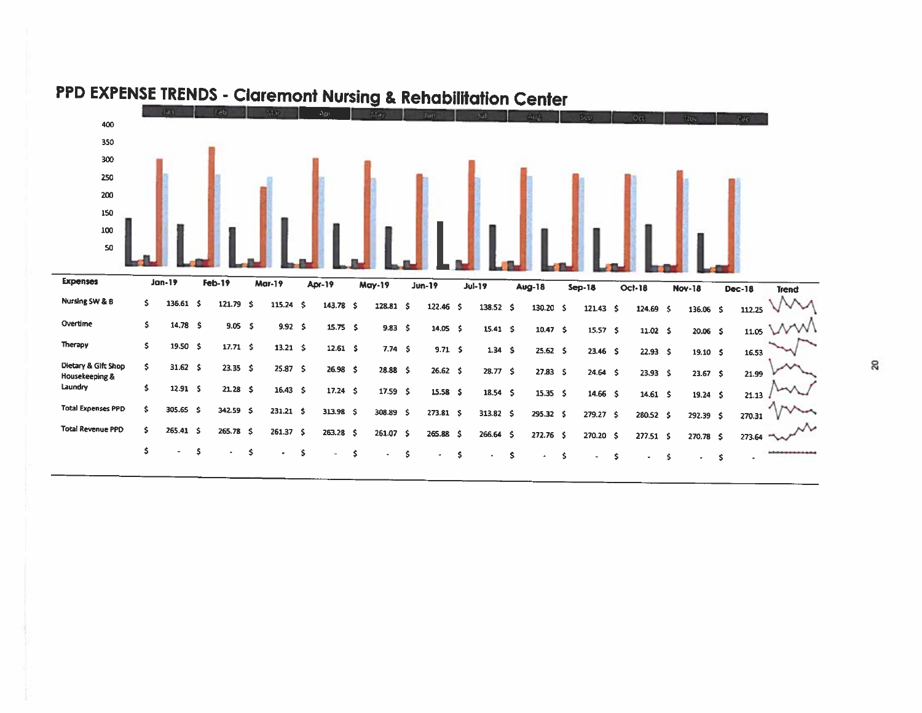# PPD EXPENSE TRENDS - Claremont Nursing & Rehabilitation Center

| Expenses | Jan-19 | Feb-19 | Mar-19 | Apr-19 | May-19 | Jun-19 | Jul-19 | Aug-18 | Sep-18 | Oct-18 | Nov-18 | Dec-18 | Trend |
|---|---|---|---|---|---|---|---|---|---|---|---|---|---|
| Nursing SW & B | $ 136.61 | $ 121.79 | $ 115.24 | $ 143.78 | $ 128.81 | $ 122.46 | $ 138.52 | $ 130.20 | $ 121.43 | $ 124.69 | $ 136.06 | $ 112.25 | |
| Overtime | $ 14.78 | $ 9.05 | $ 9.92 | $ 15.75 | $ 9.83 | $ 14.05 | $ 15.41 | $ 10.47 | $ 15.57 | $ 11.02 | $ 20.06 | $ 11.05 | |
| Therapy | $ 19.50 | $ 17.71 | $ 13.21 | $ 12.61 | $ 7.74 | $ 9.71 | $ 1.34 | $ 25.62 | $ 23.46 | $ 22.93 | $ 19.10 | $ 16.53 | |
| Dietary & Gift Shop | $ 31.62 | $ 23.35 | $ 25.87 | $ 26.98 | $ 28.88 | $ 26.62 | $ 28.77 | $ 27.83 | $ 24.64 | $ 23.93 | $ 23.67 | $ 21.99 | |
| Housekeeping & Laundry | $ 12.91 | $ 21.28 | $ 16.43 | $ 17.24 | $ 17.59 | $ 15.58 | $ 18.54 | $ 15.35 | $ 14.66 | $ 14.61 | $ 19.24 | $ 21.13 | |
| Total Expenses PPD | $ 305.65 | $ 342.59 | $ 231.21 | $ 313.98 | $ 308.89 | $ 273.81 | $ 313.82 | $ 295.32 | $ 279.27 | $ 280.52 | $ 292.39 | $ 270.31 | |
| Total Revenue PPD | $ 265.41 | $ 265.78 | $ 261.37 | $ 263.28 | $ 261.07 | $ 265.88 | $ 266.64 | $ 272.76 | $ 270.20 | $ 277.51 | $ 270.78 | $ 273.64 | |
| | $ - | $ - | $ - | $ - | $ - | $ - | $ - | $ - | $ - | $ - | $ - | $ - | |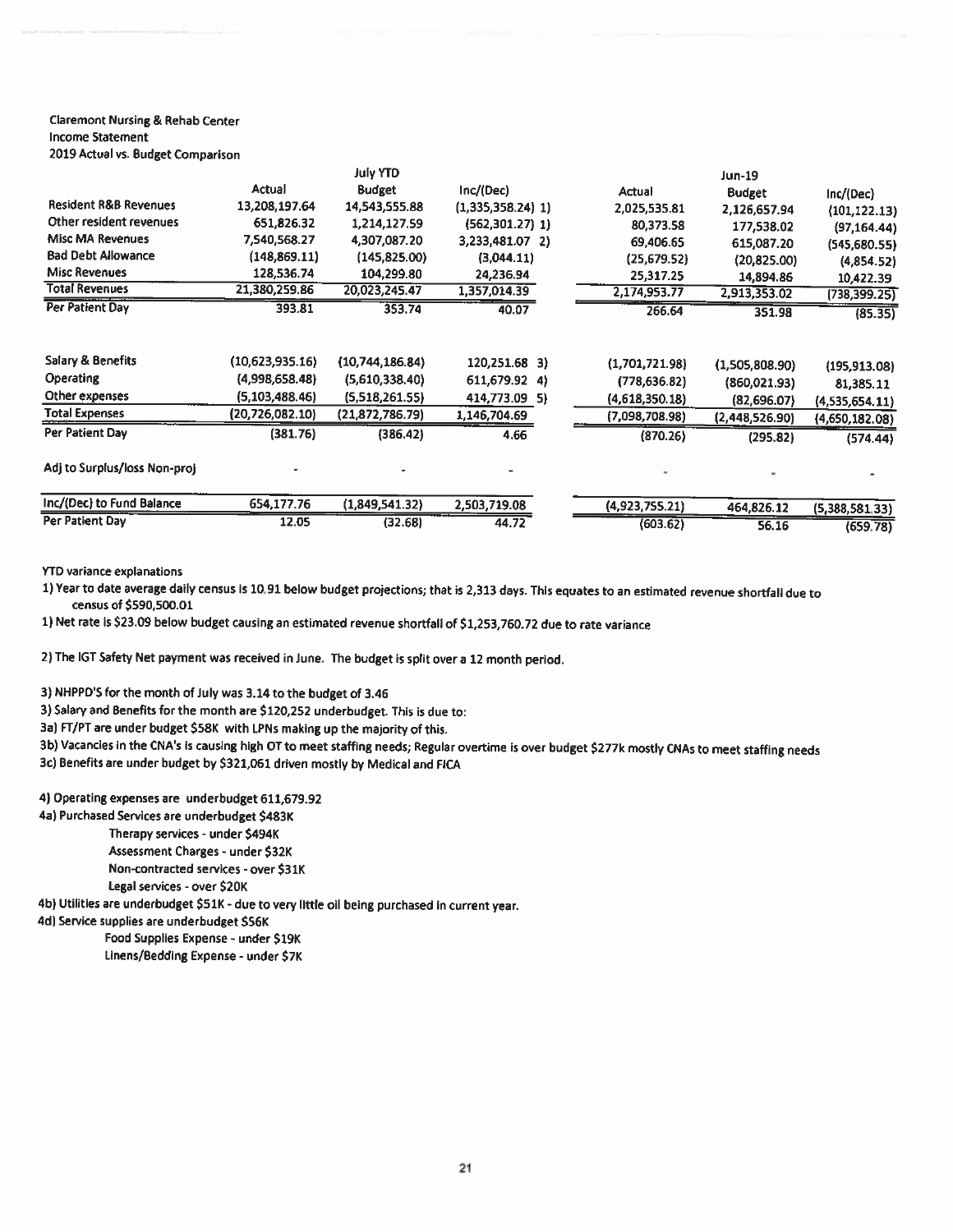Claremont Nursing & Rehab Center
Income Statement
2019 Actual vs. Budget Comparison

| | July YTD | | | Jun-19 | | |
|---|---|---|---|---|---|---|
| | Actual | Budget | Inc/(Dec) | Actual | Budget | Inc/(Dec) |
| Resident R&B Revenues | 13,208,197.64 | 14,543,555.88 | (1,335,358.24) 1) | 2,025,535.81 | 2,126,657.94 | (101,122.13) |
| Other resident revenues | 651,826.32 | 1,214,127.59 | (562,301.27) 1) | 80,373.58 | 177,538.02 | (97,164.44) |
| Misc MA Revenues | 7,540,568.27 | 4,307,087.20 | 3,233,481.07 2) | 69,406.65 | 615,087.20 | (545,680.55) |
| Bad Debt Allowance | (148,869.11) | (145,825.00) | (3,044.11) | (25,679.52) | (20,825.00) | (4,854.52) |
| Misc Revenues | 128,536.74 | 104,299.80 | 24,236.94 | 25,317.25 | 14,894.86 | 10,422.39 |
| Total Revenues | 21,380,259.86 | 20,023,245.47 | 1,357,014.39 | 2,174,953.77 | 2,913,353.02 | (738,399.25) |
| Per Patient Day | 393.81 | 353.74 | 40.07 | 266.64 | 351.98 | (85.35) |
| | | | | | | |
| Salary & Benefits | (10,623,935.16) | (10,744,186.84) | 120,251.68 3) | (1,701,721.98) | (1,505,808.90) | (195,913.08) |
| Operating | (4,998,658.48) | (5,610,338.40) | 611,679.92 4) | (778,636.82) | (860,021.93) | 81,385.11 |
| Other expenses | (5,103,488.46) | (5,518,261.55) | 414,773.09 5) | (4,618,350.18) | (82,696.07) | (4,535,654.11) |
| Total Expenses | (20,726,082.10) | (21,872,786.79) | 1,146,704.69 | (7,098,708.98) | (2,448,526.90) | (4,650,182.08) |
| Per Patient Day | (381.76) | (386.42) | 4.66 | (870.26) | (295.82) | (574.44) |
| | | | | | | |
| Adj to Surplus/loss Non-proj | - | - | - | - | - | - |
| | | | | | | |
| Inc/(Dec) to Fund Balance | 654,177.76 | (1,849,541.32) | 2,503,719.08 | (4,923,755.21) | 464,826.12 | (5,388,581.33) |
| Per Patient Day | 12.05 | (32.68) | 44.72 | (603.62) | 56.16 | (659.78) |

YTD variance explanations

1) Year to date average daily census is 10.91 below budget projections; that is 2,313 days. This equates to an estimated revenue shortfall due to census of $590,500.01

1) Net rate is $23.09 below budget causing an estimated revenue shortfall of $1,253,760.72 due to rate variance

2) The IGT Safety Net payment was received in June. The budget is split over a 12 month period.

3) NHPPD'S for the month of July was 3.14 to the budget of 3.46

3) Salary and Benefits for the month are $120,252 underbudget. This is due to:

3a) FT/PT are under budget $58K with LPNs making up the majority of this.

3b) Vacancies in the CNA's is causing high OT to meet staffing needs; Regular overtime is over budget $277k mostly CNAs to meet staffing needs

3c) Benefits are under budget by $321,061 driven mostly by Medical and FICA

4) Operating expenses are underbudget 611,679.92

4a) Purchased Services are underbudget $483K

- Therapy services - under $494K
- Assessment Charges - under $32K
- Non-contracted services - over $31K
- Legal services - over $20K

4b) Utilities are underbudget $51K - due to very little oil being purchased in current year.

4d) Service supplies are underbudget $56K

- Food Supplies Expense - under $19K
- Linens/Bedding Expense - under $7K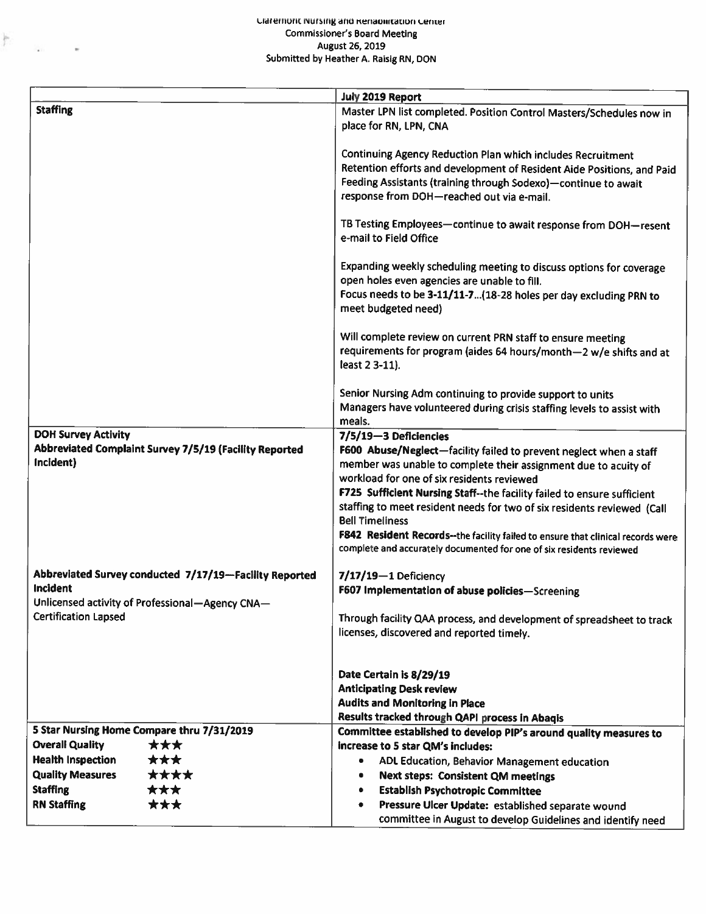Claremont Nursing and Rehabilitation Center
Commissioner's Board Meeting
August 26, 2019
Submitted by Heather A. Raisig RN, DON

| | July 2019 Report |
|---|---|
| **Staffing** | Master LPN list completed. Position Control Masters/Schedules now in place for RN, LPN, CNA<br><br>Continuing Agency Reduction Plan which includes Recruitment Retention efforts and development of Resident Aide Positions, and Paid Feeding Assistants (training through Sodexo)—continue to await response from DOH—reached out via e-mail.<br><br>TB Testing Employees—continue to await response from DOH—resent e-mail to Field Office<br><br>Expanding weekly scheduling meeting to discuss options for coverage open holes even agencies are unable to fill.<br>Focus needs to be **3-11/11-7**…(18-28 holes per day excluding PRN to meet budgeted need)<br><br>Will complete review on current PRN staff to ensure meeting requirements for program (aides 64 hours/month—2 w/e shifts and at least 2 3-11).<br><br>Senior Nursing Adm continuing to provide support to units<br>Managers have volunteered during crisis staffing levels to assist with meals. |
| **DOH Survey Activity**<br>**Abbreviated Complaint Survey 7/5/19 (Facility Reported Incident)** | **7/5/19—3 Deficiencies**<br>**F600 Abuse/Neglect**—facility failed to prevent neglect when a staff member was unable to complete their assignment due to acuity of workload for one of six residents reviewed<br>**F725 Sufficient Nursing Staff**--the facility failed to ensure sufficient staffing to meet resident needs for two of six residents reviewed (Call Bell Timeliness<br>**F842 Resident Records**--the facility failed to ensure that clinical records were complete and accurately documented for one of six residents reviewed |
| **Abbreviated Survey conducted 7/17/19—Facility Reported Incident**<br>Unlicensed activity of Professional—Agency CNA—Certification Lapsed | 7/17/19—1 Deficiency<br>**F607 Implementation of abuse policies**—Screening<br><br>Through facility QAA process, and development of spreadsheet to track licenses, discovered and reported timely.<br><br>**Date Certain is 8/29/19**<br>**Anticipating Desk review**<br>**Audits and Monitoring in Place**<br>**Results tracked through QAPI process in Abaqis** |
| **5 Star Nursing Home Compare thru 7/31/2019**<br>**Overall Quality** ★★★<br>**Health Inspection** ★★★<br>**Quality Measures** ★★★★<br>**Staffing** ★★★<br>**RN Staffing** ★★★ | **Committee established to develop PIP's around quality measures to increase to 5 star QM's includes:**<br>• ADL Education, Behavior Management education<br>• **Next steps: Consistent QM meetings**<br>• **Establish Psychotropic Committee**<br>• **Pressure Ulcer Update:** established separate wound committee in August to develop Guidelines and identify need |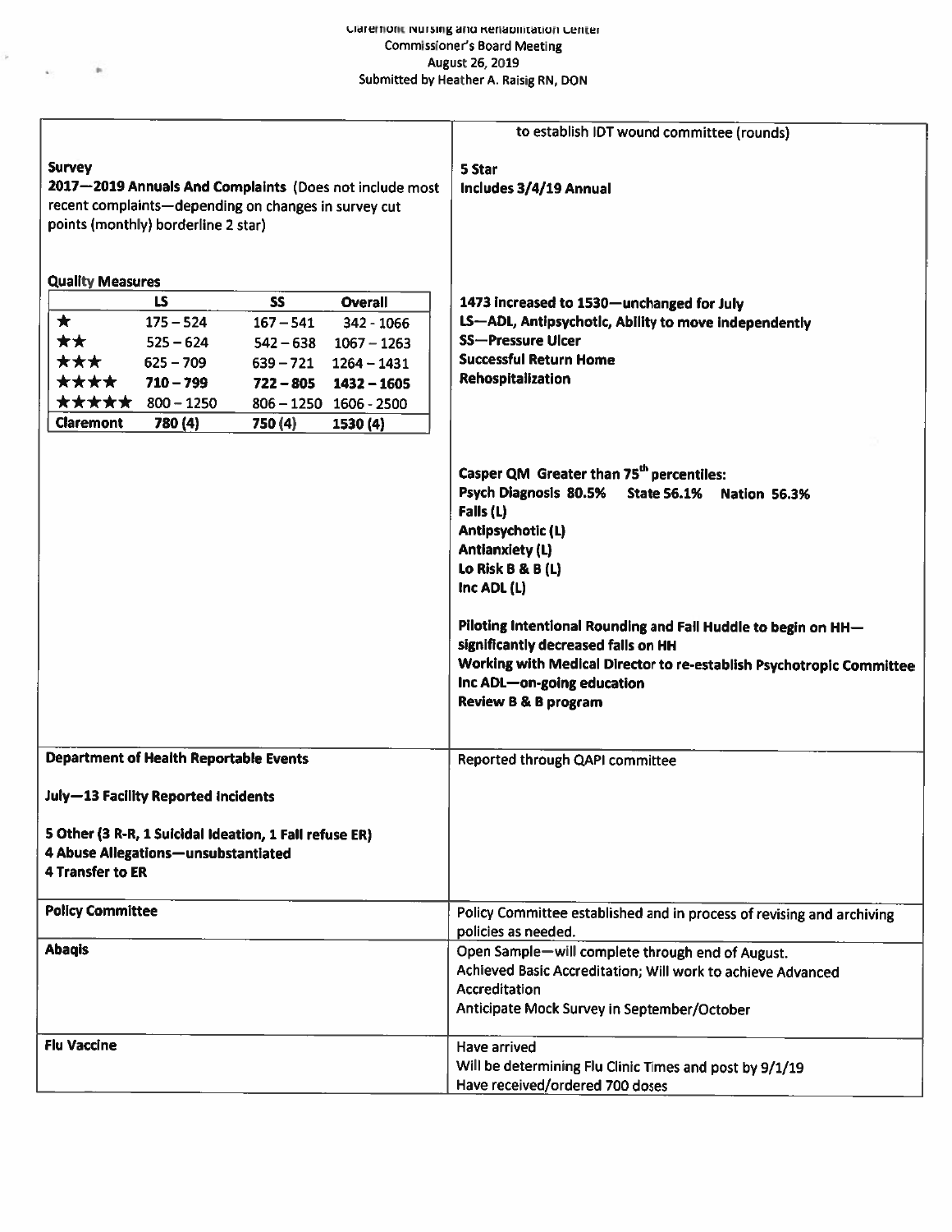Claremont Nursing and Rehabilitation Center
Commissioner's Board Meeting
August 26, 2019
Submitted by Heather A. Raisig RN, DON

| | |
|---|---|
| | to establish IDT wound committee (rounds) |
| **Survey**<br>**2017—2019 Annuals And Complaints** (Does not include most recent complaints—depending on changes in survey cut points (monthly) borderline 2 star) | **5 Star**<br>**Includes 3/4/19 Annual** |
| **Quality Measures** (see table below) | **1473 increased to 1530—unchanged for July**<br>**LS—ADL, Antipsychotic, Ability to move independently**<br>**SS—Pressure Ulcer**<br>**Successful Return Home**<br>**Rehospitalization**<br><br>**Casper QM Greater than 75th percentiles:**<br>**Psych Diagnosis 80.5% State 56.1% Nation 56.3%**<br>**Falls (L)**<br>**Antipsychotic (L)**<br>**Antianxiety (L)**<br>**Lo Risk B & B (L)**<br>**Inc ADL (L)**<br><br>**Piloting Intentional Rounding and Fall Huddle to begin on HH—significantly decreased falls on HH**<br>**Working with Medical Director to re-establish Psychotropic Committee**<br>**Inc ADL—on-going education**<br>**Review B & B program** |
| **Department of Health Reportable Events**<br><br>**July—13 Facility Reported Incidents**<br><br>**5 Other (3 R-R, 1 Suicidal Ideation, 1 Fall refuse ER)**<br>**4 Abuse Allegations—unsubstantiated**<br>**4 Transfer to ER** | Reported through QAPI committee |
| **Policy Committee** | Policy Committee established and in process of revising and archiving policies as needed. |
| **Abaqis** | Open Sample—will complete through end of August.<br>Achieved Basic Accreditation; Will work to achieve Advanced Accreditation<br>Anticipate Mock Survey in September/October |
| **Flu Vaccine** | Have arrived<br>Will be determining Flu Clinic Times and post by 9/1/19<br>Have received/ordered 700 doses |

**Quality Measures**

| | LS | SS | Overall |
|---|---|---|---|
| ★ | 175 – 524 | 167 – 541 | 342 - 1066 |
| ★★ | 525 – 624 | 542 – 638 | 1067 – 1263 |
| ★★★ | 625 – 709 | 639 – 721 | 1264 – 1431 |
| **★★★★** | **710 – 799** | **722 – 805** | **1432 – 1605** |
| ★★★★★ | 800 – 1250 | 806 – 1250 | 1606 - 2500 |
| **Claremont** | **780 (4)** | **750 (4)** | **1530 (4)** |